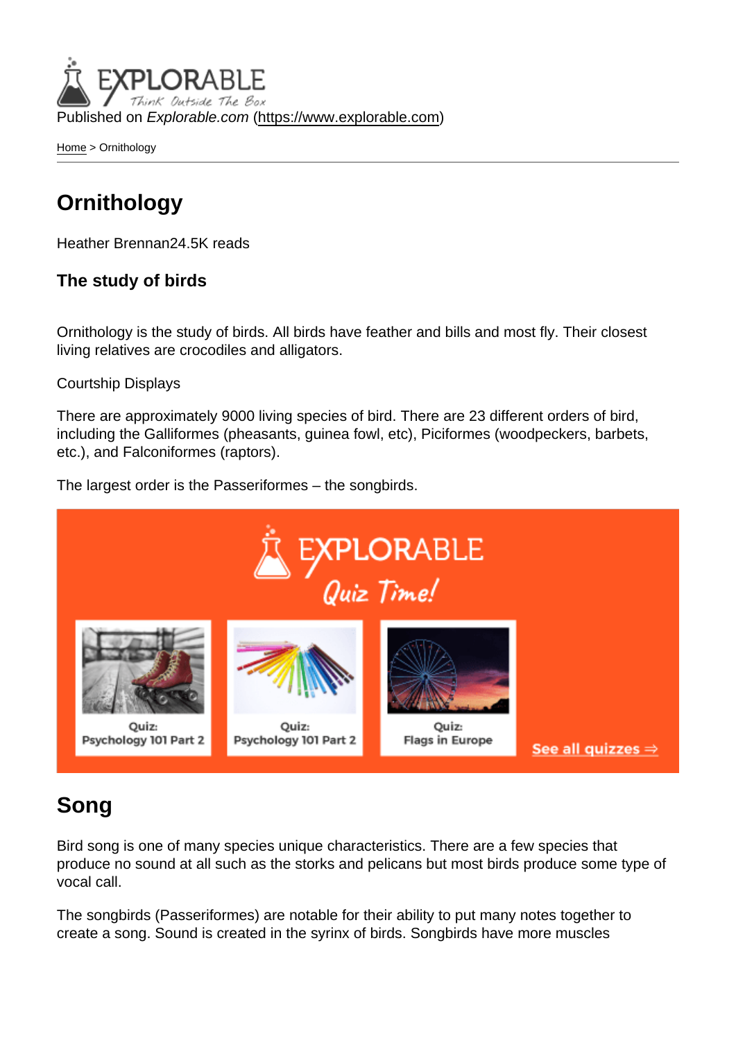Published on *Explorable.com* (https://www.explorable.com)

Home > Ornithology

# Ornithology

Heather Brennan24.5K reads

### The study of birds

Ornithology is the study of birds. All birds have feather and bills and most fly. Their closest living relatives are crocodiles and alligators.

Courtship Displays

There are approximately 9000 living species of bird. There are 23 different orders of bird, including the Galliformes (pheasants, guinea fowl, etc), Piciformes (woodpeckers, barbets, etc.), and Falconiformes (raptors).

The largest order is the Passeriformes – the songbirds.

## Song

Bird song is one of many species unique characteristics. There are a few species that produce no sound at all such as the storks and pelicans but most birds produce some type of vocal call.

The songbirds (Passeriformes) are notable for their ability to put many notes together to create a song. Sound is created in the syrinx of birds. Songbirds have more muscles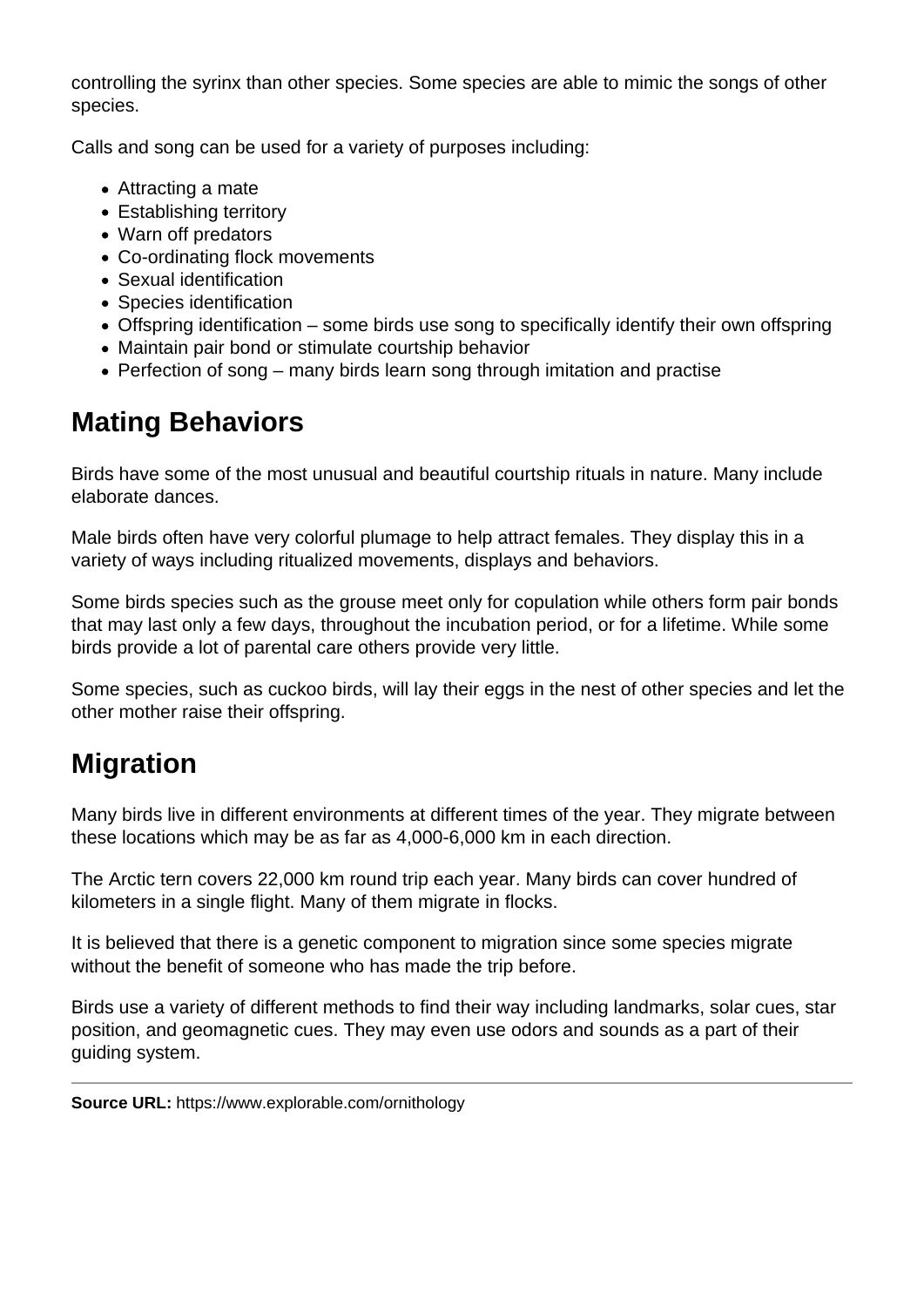controlling the syrinx than other species. Some species are able to mimic the songs of other species.

Calls and song can be used for a variety of purposes including:

- Attracting a mate
- Establishing territory
- Warn off predators
- Co-ordinating flock movements
- Sexual identification
- Species identification
- Offspring identification – some birds use song to specifically identify their own offspring
- Maintain pair bond or stimulate courtship behavior
- Perfection of song – many birds learn song through imitation and practise

## Mating Behaviors

Birds have some of the most unusual and beautiful courtship rituals in nature. Many include elaborate dances.

Male birds often have very colorful plumage to help attract females. They display this in a variety of ways including ritualized movements, displays and behaviors.

Some birds species such as the grouse meet only for copulation while others form pair bonds that may last only a few days, throughout the incubation period, or for a lifetime. While some birds provide a lot of parental care others provide very little.

Some species, such as cuckoo birds, will lay their eggs in the nest of other species and let the other mother raise their offspring.

## Migration

Many birds live in different environments at different times of the year. They migrate between these locations which may be as far as 4,000-6,000 km in each direction.

The Arctic tern covers 22,000 km round trip each year. Many birds can cover hundred of kilometers in a single flight. Many of them migrate in flocks.

It is believed that there is a genetic component to migration since some species migrate without the benefit of someone who has made the trip before.

Birds use a variety of different methods to find their way including landmarks, solar cues, star position, and geomagnetic cues. They may even use odors and sounds as a part of their guiding system.

---

**Source URL:** https://www.explorable.com/ornithology